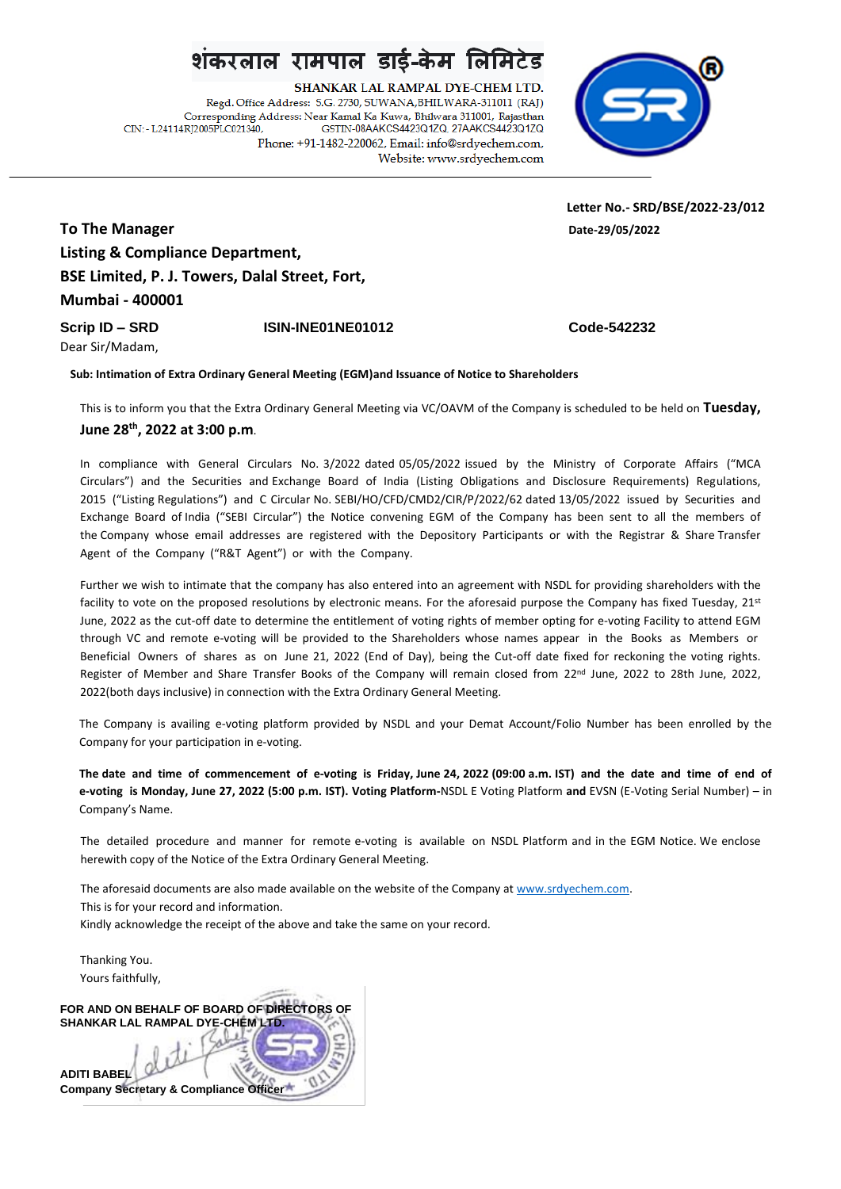# शंकरलाल रामपाल डाई-केम लिमिटेड

**SHANKAR LAL RAMPAL DYE-CHEM LTD.**

Regd. Office Address: S.G. 2730, SUWANA,BHILWARA-311011 (RAJ)
Corresponding Address: Near Kamal Ka Kuwa, Bhilwara 311001, Rajasthan
CIN: - L24114RJ2005PLC021340, GSTIN-08AAKCS4423Q1ZQ 27AAKCS4423Q1ZQ
Phone: +91-1482-220062, Email: info@srdyechem.com,
Website: www.srdyechem.com

---

**Letter No.- SRD/BSE/2022-23/012**

**Date-29/05/2022**

**To The Manager**
**Listing & Compliance Department,**
**BSE Limited, P. J. Towers, Dalal Street, Fort,**
**Mumbai - 400001**

**Scrip ID – SRD** **ISIN-INE01NE01012** **Code-542232**

Dear Sir/Madam,

**Sub: Intimation of Extra Ordinary General Meeting (EGM)and Issuance of Notice to Shareholders**

This is to inform you that the Extra Ordinary General Meeting via VC/OAVM of the Company is scheduled to be held on **Tuesday, June 28th, 2022 at 3:00 p.m**.

In compliance with General Circulars No. 3/2022 dated 05/05/2022 issued by the Ministry of Corporate Affairs ("MCA Circulars") and the Securities and Exchange Board of India (Listing Obligations and Disclosure Requirements) Regulations, 2015 ("Listing Regulations") and C Circular No. SEBI/HO/CFD/CMD2/CIR/P/2022/62 dated 13/05/2022 issued by Securities and Exchange Board of India ("SEBI Circular") the Notice convening EGM of the Company has been sent to all the members of the Company whose email addresses are registered with the Depository Participants or with the Registrar & Share Transfer Agent of the Company ("R&T Agent") or with the Company.

Further we wish to intimate that the company has also entered into an agreement with NSDL for providing shareholders with the facility to vote on the proposed resolutions by electronic means. For the aforesaid purpose the Company has fixed Tuesday, 21st June, 2022 as the cut-off date to determine the entitlement of voting rights of member opting for e-voting Facility to attend EGM through VC and remote e-voting will be provided to the Shareholders whose names appear in the Books as Members or Beneficial Owners of shares as on June 21, 2022 (End of Day), being the Cut-off date fixed for reckoning the voting rights. Register of Member and Share Transfer Books of the Company will remain closed from 22nd June, 2022 to 28th June, 2022, 2022(both days inclusive) in connection with the Extra Ordinary General Meeting.

The Company is availing e-voting platform provided by NSDL and your Demat Account/Folio Number has been enrolled by the Company for your participation in e-voting.

**The date and time of commencement of e-voting is Friday, June 24, 2022 (09:00 a.m. IST) and the date and time of end of e-voting is Monday, June 27, 2022 (5:00 p.m. IST). Voting Platform-**NSDL E Voting Platform **and** EVSN (E-Voting Serial Number) – in Company's Name.

The detailed procedure and manner for remote e-voting is available on NSDL Platform and in the EGM Notice. We enclose herewith copy of the Notice of the Extra Ordinary General Meeting.

The aforesaid documents are also made available on the website of the Company at www.srdyechem.com.
This is for your record and information.
Kindly acknowledge the receipt of the above and take the same on your record.

Thanking You.
Yours faithfully,

**FOR AND ON BEHALF OF BOARD OF DIRECTORS OF SHANKAR LAL RAMPAL DYE-CHEM LTD.**

**ADITI BABEL**
**Company Secretary & Compliance Officer**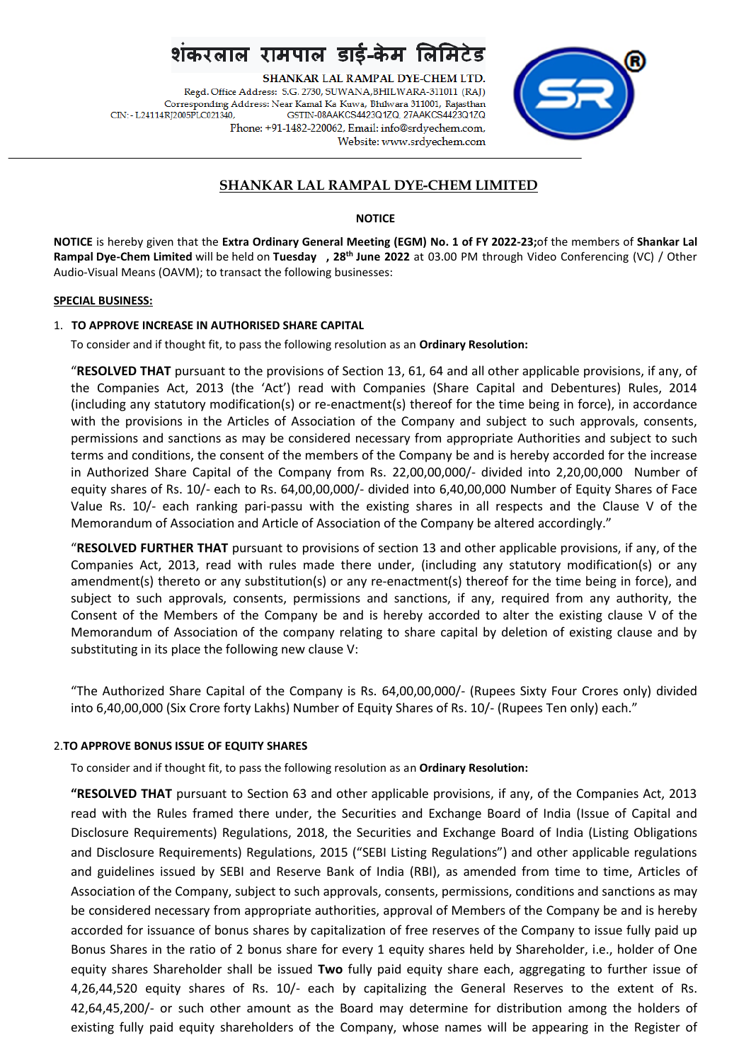शंकरलाल रामपाल डाई-केम लिमिटेड

SHANKAR LAL RAMPAL DYE-CHEM LTD.

Regd. Office Address: S.G. 2730, SUWANA,BHILWARA-311011 (RAJ)
Corresponding Address: Near Kamal Ka Kuwa, Bhilwara 311001, Rajasthan
CIN: - L24114RJ2005PLC021340, GSTIN-08AAKCS4423Q1ZQ, 27AAKCS4423Q1ZQ
Phone: +91-1482-220062, Email: info@srdyechem.com,
Website: www.srdyechem.com

# SHANKAR LAL RAMPAL DYE-CHEM LIMITED

## NOTICE

**NOTICE** is hereby given that the **Extra Ordinary General Meeting (EGM) No. 1 of FY 2022-23;**of the members of **Shankar Lal Rampal Dye-Chem Limited** will be held on **Tuesday , 28th June 2022** at 03.00 PM through Video Conferencing (VC) / Other Audio-Visual Means (OAVM); to transact the following businesses:

**SPECIAL BUSINESS:**

1. **TO APPROVE INCREASE IN AUTHORISED SHARE CAPITAL**

   To consider and if thought fit, to pass the following resolution as an **Ordinary Resolution:**

   "**RESOLVED THAT** pursuant to the provisions of Section 13, 61, 64 and all other applicable provisions, if any, of the Companies Act, 2013 (the 'Act') read with Companies (Share Capital and Debentures) Rules, 2014 (including any statutory modification(s) or re-enactment(s) thereof for the time being in force), in accordance with the provisions in the Articles of Association of the Company and subject to such approvals, consents, permissions and sanctions as may be considered necessary from appropriate Authorities and subject to such terms and conditions, the consent of the members of the Company be and is hereby accorded for the increase in Authorized Share Capital of the Company from Rs. 22,00,00,000/- divided into 2,20,00,000 Number of equity shares of Rs. 10/- each to Rs. 64,00,00,000/- divided into 6,40,00,000 Number of Equity Shares of Face Value Rs. 10/- each ranking pari-passu with the existing shares in all respects and the Clause V of the Memorandum of Association and Article of Association of the Company be altered accordingly."

   "**RESOLVED FURTHER THAT** pursuant to provisions of section 13 and other applicable provisions, if any, of the Companies Act, 2013, read with rules made there under, (including any statutory modification(s) or any amendment(s) thereto or any substitution(s) or any re-enactment(s) thereof for the time being in force), and subject to such approvals, consents, permissions and sanctions, if any, required from any authority, the Consent of the Members of the Company be and is hereby accorded to alter the existing clause V of the Memorandum of Association of the company relating to share capital by deletion of existing clause and by substituting in its place the following new clause V:

   "The Authorized Share Capital of the Company is Rs. 64,00,00,000/- (Rupees Sixty Four Crores only) divided into 6,40,00,000 (Six Crore forty Lakhs) Number of Equity Shares of Rs. 10/- (Rupees Ten only) each."

2. **TO APPROVE BONUS ISSUE OF EQUITY SHARES**

   To consider and if thought fit, to pass the following resolution as an **Ordinary Resolution:**

   **"RESOLVED THAT** pursuant to Section 63 and other applicable provisions, if any, of the Companies Act, 2013 read with the Rules framed there under, the Securities and Exchange Board of India (Issue of Capital and Disclosure Requirements) Regulations, 2018, the Securities and Exchange Board of India (Listing Obligations and Disclosure Requirements) Regulations, 2015 ("SEBI Listing Regulations") and other applicable regulations and guidelines issued by SEBI and Reserve Bank of India (RBI), as amended from time to time, Articles of Association of the Company, subject to such approvals, consents, permissions, conditions and sanctions as may be considered necessary from appropriate authorities, approval of Members of the Company be and is hereby accorded for issuance of bonus shares by capitalization of free reserves of the Company to issue fully paid up Bonus Shares in the ratio of 2 bonus share for every 1 equity shares held by Shareholder, i.e., holder of One equity shares Shareholder shall be issued **Two** fully paid equity share each, aggregating to further issue of 4,26,44,520 equity shares of Rs. 10/- each by capitalizing the General Reserves to the extent of Rs. 42,64,45,200/- or such other amount as the Board may determine for distribution among the holders of existing fully paid equity shareholders of the Company, whose names will be appearing in the Register of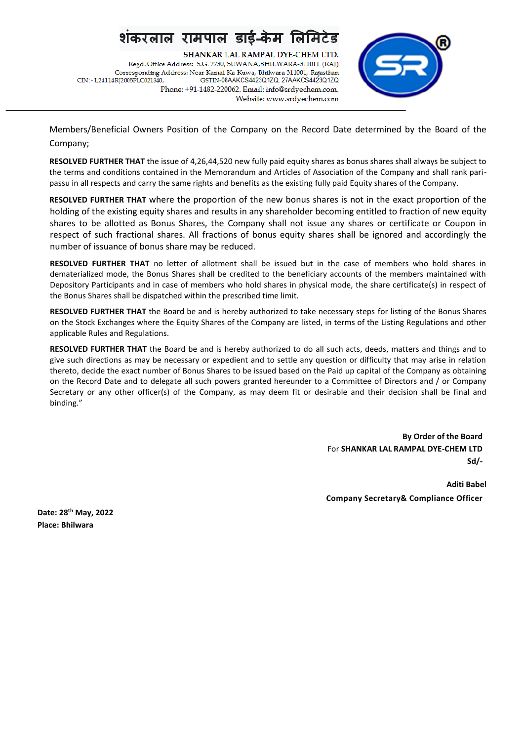Members/Beneficial Owners Position of the Company on the Record Date determined by the Board of the Company;

**RESOLVED FURTHER THAT** the issue of 4,26,44,520 new fully paid equity shares as bonus shares shall always be subject to the terms and conditions contained in the Memorandum and Articles of Association of the Company and shall rank pari-passu in all respects and carry the same rights and benefits as the existing fully paid Equity shares of the Company.

**RESOLVED FURTHER THAT** where the proportion of the new bonus shares is not in the exact proportion of the holding of the existing equity shares and results in any shareholder becoming entitled to fraction of new equity shares to be allotted as Bonus Shares, the Company shall not issue any shares or certificate or Coupon in respect of such fractional shares. All fractions of bonus equity shares shall be ignored and accordingly the number of issuance of bonus share may be reduced.

**RESOLVED FURTHER THAT** no letter of allotment shall be issued but in the case of members who hold shares in dematerialized mode, the Bonus Shares shall be credited to the beneficiary accounts of the members maintained with Depository Participants and in case of members who hold shares in physical mode, the share certificate(s) in respect of the Bonus Shares shall be dispatched within the prescribed time limit.

**RESOLVED FURTHER THAT** the Board be and is hereby authorized to take necessary steps for listing of the Bonus Shares on the Stock Exchanges where the Equity Shares of the Company are listed, in terms of the Listing Regulations and other applicable Rules and Regulations.

**RESOLVED FURTHER THAT** the Board be and is hereby authorized to do all such acts, deeds, matters and things and to give such directions as may be necessary or expedient and to settle any question or difficulty that may arise in relation thereto, decide the exact number of Bonus Shares to be issued based on the Paid up capital of the Company as obtaining on the Record Date and to delegate all such powers granted hereunder to a Committee of Directors and / or Company Secretary or any other officer(s) of the Company, as may deem fit or desirable and their decision shall be final and binding."

**By Order of the Board**
For **SHANKAR LAL RAMPAL DYE-CHEM LTD**
**Sd/-**

**Aditi Babel**
**Company Secretary& Compliance Officer**

**Date: 28th May, 2022**
**Place: Bhilwara**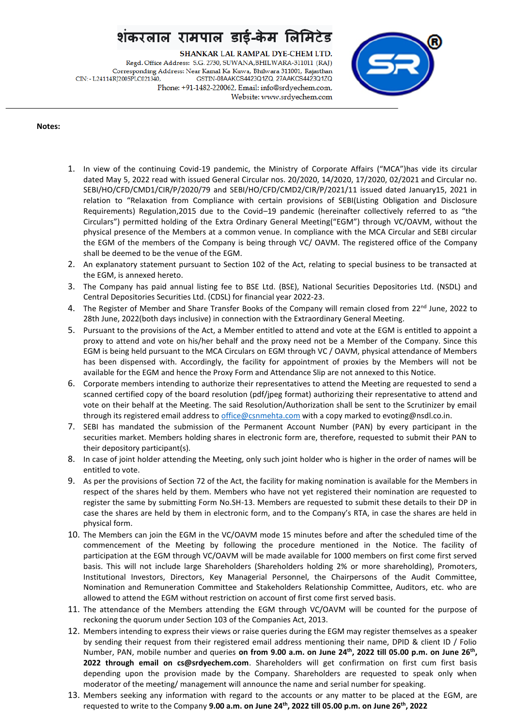**Notes:**

1. In view of the continuing Covid-19 pandemic, the Ministry of Corporate Affairs ("MCA")has vide its circular dated May 5, 2022 read with issued General Circular nos. 20/2020, 14/2020, 17/2020, 02/2021 and Circular no. SEBI/HO/CFD/CMD1/CIR/P/2020/79 and SEBI/HO/CFD/CMD2/CIR/P/2021/11 issued dated January15, 2021 in relation to "Relaxation from Compliance with certain provisions of SEBI(Listing Obligation and Disclosure Requirements) Regulation,2015 due to the Covid–19 pandemic (hereinafter collectively referred to as "the Circulars") permitted holding of the Extra Ordinary General Meeting("EGM") through VC/OAVM, without the physical presence of the Members at a common venue. In compliance with the MCA Circular and SEBI circular the EGM of the members of the Company is being through VC/ OAVM. The registered office of the Company shall be deemed to be the venue of the EGM.
2. An explanatory statement pursuant to Section 102 of the Act, relating to special business to be transacted at the EGM, is annexed hereto.
3. The Company has paid annual listing fee to BSE Ltd. (BSE), National Securities Depositories Ltd. (NSDL) and Central Depositories Securities Ltd. (CDSL) for financial year 2022-23.
4. The Register of Member and Share Transfer Books of the Company will remain closed from 22nd June, 2022 to 28th June, 2022(both days inclusive) in connection with the Extraordinary General Meeting.
5. Pursuant to the provisions of the Act, a Member entitled to attend and vote at the EGM is entitled to appoint a proxy to attend and vote on his/her behalf and the proxy need not be a Member of the Company. Since this EGM is being held pursuant to the MCA Circulars on EGM through VC / OAVM, physical attendance of Members has been dispensed with. Accordingly, the facility for appointment of proxies by the Members will not be available for the EGM and hence the Proxy Form and Attendance Slip are not annexed to this Notice.
6. Corporate members intending to authorize their representatives to attend the Meeting are requested to send a scanned certified copy of the board resolution (pdf/jpeg format) authorizing their representative to attend and vote on their behalf at the Meeting. The said Resolution/Authorization shall be sent to the Scrutinizer by email through its registered email address to office@csnmehta.com with a copy marked to evoting@nsdl.co.in.
7. SEBI has mandated the submission of the Permanent Account Number (PAN) by every participant in the securities market. Members holding shares in electronic form are, therefore, requested to submit their PAN to their depository participant(s).
8. In case of joint holder attending the Meeting, only such joint holder who is higher in the order of names will be entitled to vote.
9. As per the provisions of Section 72 of the Act, the facility for making nomination is available for the Members in respect of the shares held by them. Members who have not yet registered their nomination are requested to register the same by submitting Form No.SH-13. Members are requested to submit these details to their DP in case the shares are held by them in electronic form, and to the Company's RTA, in case the shares are held in physical form.
10. The Members can join the EGM in the VC/OAVM mode 15 minutes before and after the scheduled time of the commencement of the Meeting by following the procedure mentioned in the Notice. The facility of participation at the EGM through VC/OAVM will be made available for 1000 members on first come first served basis. This will not include large Shareholders (Shareholders holding 2% or more shareholding), Promoters, Institutional Investors, Directors, Key Managerial Personnel, the Chairpersons of the Audit Committee, Nomination and Remuneration Committee and Stakeholders Relationship Committee, Auditors, etc. who are allowed to attend the EGM without restriction on account of first come first served basis.
11. The attendance of the Members attending the EGM through VC/OAVM will be counted for the purpose of reckoning the quorum under Section 103 of the Companies Act, 2013.
12. Members intending to express their views or raise queries during the EGM may register themselves as a speaker by sending their request from their registered email address mentioning their name, DPID & client ID / Folio Number, PAN, mobile number and queries **on from 9.00 a.m. on June 24th, 2022 till 05.00 p.m. on June 26th, 2022 through email on cs@srdyechem.com**. Shareholders will get confirmation on first cum first basis depending upon the provision made by the Company. Shareholders are requested to speak only when moderator of the meeting/ management will announce the name and serial number for speaking.
13. Members seeking any information with regard to the accounts or any matter to be placed at the EGM, are requested to write to the Company **9.00 a.m. on June 24th, 2022 till 05.00 p.m. on June 26th, 2022**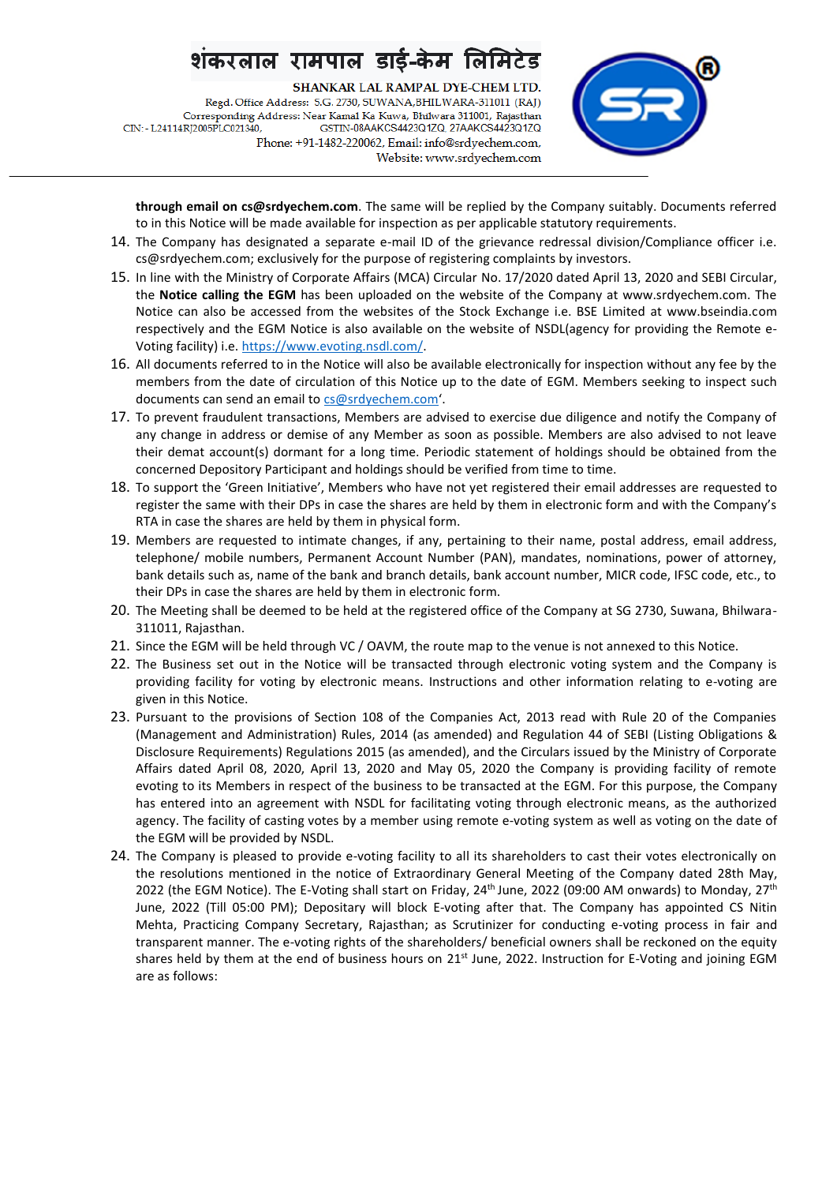**through email on cs@srdyechem.com**. The same will be replied by the Company suitably. Documents referred to in this Notice will be made available for inspection as per applicable statutory requirements.

14. The Company has designated a separate e-mail ID of the grievance redressal division/Compliance officer i.e. cs@srdyechem.com; exclusively for the purpose of registering complaints by investors.
15. In line with the Ministry of Corporate Affairs (MCA) Circular No. 17/2020 dated April 13, 2020 and SEBI Circular, the **Notice calling the EGM** has been uploaded on the website of the Company at www.srdyechem.com. The Notice can also be accessed from the websites of the Stock Exchange i.e. BSE Limited at www.bseindia.com respectively and the EGM Notice is also available on the website of NSDL(agency for providing the Remote e-Voting facility) i.e. https://www.evoting.nsdl.com/.
16. All documents referred to in the Notice will also be available electronically for inspection without any fee by the members from the date of circulation of this Notice up to the date of EGM. Members seeking to inspect such documents can send an email to cs@srdyechem.com'.
17. To prevent fraudulent transactions, Members are advised to exercise due diligence and notify the Company of any change in address or demise of any Member as soon as possible. Members are also advised to not leave their demat account(s) dormant for a long time. Periodic statement of holdings should be obtained from the concerned Depository Participant and holdings should be verified from time to time.
18. To support the 'Green Initiative', Members who have not yet registered their email addresses are requested to register the same with their DPs in case the shares are held by them in electronic form and with the Company's RTA in case the shares are held by them in physical form.
19. Members are requested to intimate changes, if any, pertaining to their name, postal address, email address, telephone/ mobile numbers, Permanent Account Number (PAN), mandates, nominations, power of attorney, bank details such as, name of the bank and branch details, bank account number, MICR code, IFSC code, etc., to their DPs in case the shares are held by them in electronic form.
20. The Meeting shall be deemed to be held at the registered office of the Company at SG 2730, Suwana, Bhilwara-311011, Rajasthan.
21. Since the EGM will be held through VC / OAVM, the route map to the venue is not annexed to this Notice.
22. The Business set out in the Notice will be transacted through electronic voting system and the Company is providing facility for voting by electronic means. Instructions and other information relating to e-voting are given in this Notice.
23. Pursuant to the provisions of Section 108 of the Companies Act, 2013 read with Rule 20 of the Companies (Management and Administration) Rules, 2014 (as amended) and Regulation 44 of SEBI (Listing Obligations & Disclosure Requirements) Regulations 2015 (as amended), and the Circulars issued by the Ministry of Corporate Affairs dated April 08, 2020, April 13, 2020 and May 05, 2020 the Company is providing facility of remote evoting to its Members in respect of the business to be transacted at the EGM. For this purpose, the Company has entered into an agreement with NSDL for facilitating voting through electronic means, as the authorized agency. The facility of casting votes by a member using remote e-voting system as well as voting on the date of the EGM will be provided by NSDL.
24. The Company is pleased to provide e-voting facility to all its shareholders to cast their votes electronically on the resolutions mentioned in the notice of Extraordinary General Meeting of the Company dated 28th May, 2022 (the EGM Notice). The E-Voting shall start on Friday, 24th June, 2022 (09:00 AM onwards) to Monday, 27th June, 2022 (Till 05:00 PM); Depositary will block E-voting after that. The Company has appointed CS Nitin Mehta, Practicing Company Secretary, Rajasthan; as Scrutinizer for conducting e-voting process in fair and transparent manner. The e-voting rights of the shareholders/ beneficial owners shall be reckoned on the equity shares held by them at the end of business hours on 21st June, 2022. Instruction for E-Voting and joining EGM are as follows: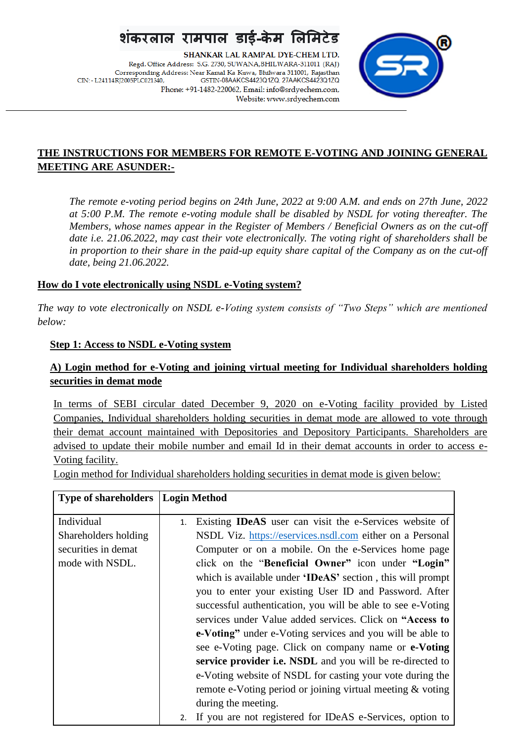शंकरलाल रामपाल डाई-केम लिमिटेड

SHANKAR LAL RAMPAL DYE-CHEM LTD.

Regd. Office Address: S.G. 2730, SUWANA,BHILWARA-311011 (RAJ)
Corresponding Address: Near Kamal Ka Kuwa, Bhilwara 311001, Rajasthan
CIN: - L24114RJ2005PLC021340, GSTIN-08AAKCS4423Q1ZQ, 27AAKCS4423Q1ZQ
Phone: +91-1482-220062, Email: info@srdyechem.com,
Website: www.srdyechem.com

**THE INSTRUCTIONS FOR MEMBERS FOR REMOTE E-VOTING AND JOINING GENERAL MEETING ARE ASUNDER:-**

*The remote e-voting period begins on 24th June, 2022 at 9:00 A.M. and ends on 27th June, 2022 at 5:00 P.M. The remote e-voting module shall be disabled by NSDL for voting thereafter. The Members, whose names appear in the Register of Members / Beneficial Owners as on the cut-off date i.e. 21.06.2022, may cast their vote electronically. The voting right of shareholders shall be in proportion to their share in the paid-up equity share capital of the Company as on the cut-off date, being 21.06.2022.*

**How do I vote electronically using NSDL e-Voting system?**

*The way to vote electronically on NSDL e-Voting system consists of "Two Steps" which are mentioned below:*

**Step 1: Access to NSDL e-Voting system**

**A) Login method for e-Voting and joining virtual meeting for Individual shareholders holding securities in demat mode**

In terms of SEBI circular dated December 9, 2020 on e-Voting facility provided by Listed Companies, Individual shareholders holding securities in demat mode are allowed to vote through their demat account maintained with Depositories and Depository Participants. Shareholders are advised to update their mobile number and email Id in their demat accounts in order to access e-Voting facility.

Login method for Individual shareholders holding securities in demat mode is given below:

| Type of shareholders | Login Method |
|---|---|
| Individual Shareholders holding securities in demat mode with NSDL. | 1. Existing **IDeAS** user can visit the e-Services website of NSDL Viz. https://eservices.nsdl.com either on a Personal Computer or on a mobile. On the e-Services home page click on the "**Beneficial Owner**" icon under **"Login"** which is available under **'IDeAS'** section , this will prompt you to enter your existing User ID and Password. After successful authentication, you will be able to see e-Voting services under Value added services. Click on **"Access to e-Voting"** under e-Voting services and you will be able to see e-Voting page. Click on company name or **e-Voting service provider i.e. NSDL** and you will be re-directed to e-Voting website of NSDL for casting your vote during the remote e-Voting period or joining virtual meeting & voting during the meeting.<br>2. If you are not registered for IDeAS e-Services, option to |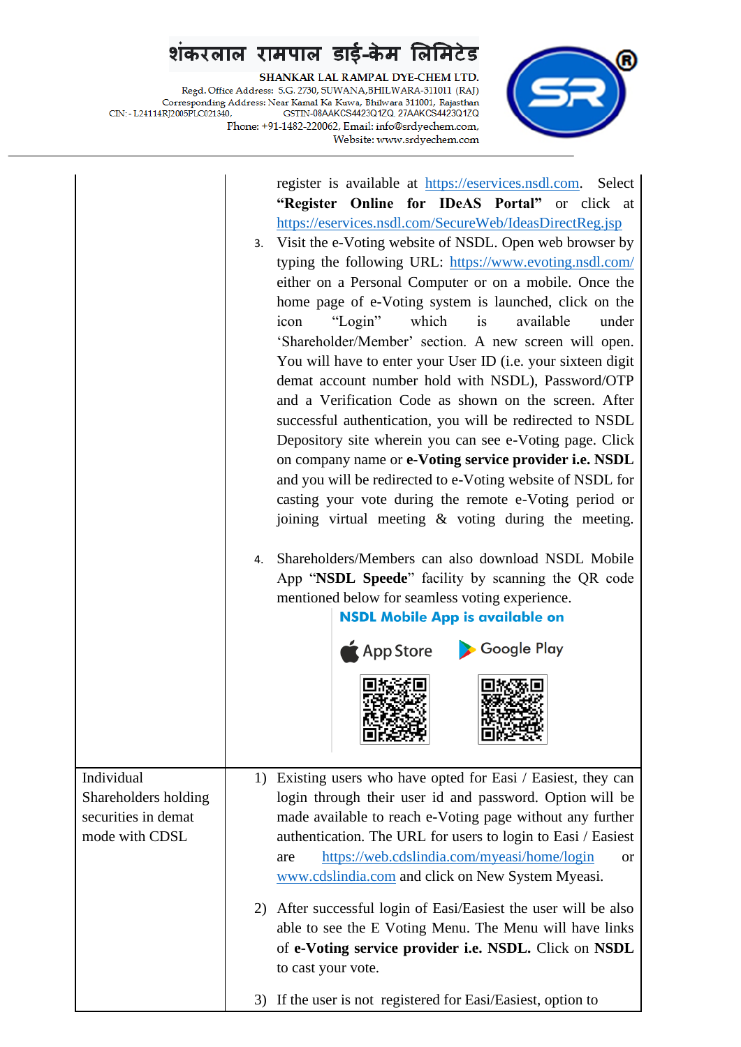| | |
|---|---|
| | register is available at https://eservices.nsdl.com. Select **"Register Online for IDeAS Portal"** or click at https://eservices.nsdl.com/SecureWeb/IdeasDirectReg.jsp<br>3. Visit the e-Voting website of NSDL. Open web browser by typing the following URL: https://www.evoting.nsdl.com/ either on a Personal Computer or on a mobile. Once the home page of e-Voting system is launched, click on the icon "Login" which is available under 'Shareholder/Member' section. A new screen will open. You will have to enter your User ID (i.e. your sixteen digit demat account number hold with NSDL), Password/OTP and a Verification Code as shown on the screen. After successful authentication, you will be redirected to NSDL Depository site wherein you can see e-Voting page. Click on company name or **e-Voting service provider i.e. NSDL** and you will be redirected to e-Voting website of NSDL for casting your vote during the remote e-Voting period or joining virtual meeting & voting during the meeting.<br>4. Shareholders/Members can also download NSDL Mobile App "**NSDL Speede**" facility by scanning the QR code mentioned below for seamless voting experience.<br>**NSDL Mobile App is available on**<br>App Store Google Play |
| Individual Shareholders holding securities in demat mode with CDSL | 1) Existing users who have opted for Easi / Easiest, they can login through their user id and password. Option will be made available to reach e-Voting page without any further authentication. The URL for users to login to Easi / Easiest are https://web.cdslindia.com/myeasi/home/login or www.cdslindia.com and click on New System Myeasi.<br>2) After successful login of Easi/Easiest the user will be also able to see the E Voting Menu. The Menu will have links of **e-Voting service provider i.e. NSDL.** Click on **NSDL** to cast your vote.<br>3) If the user is not registered for Easi/Easiest, option to |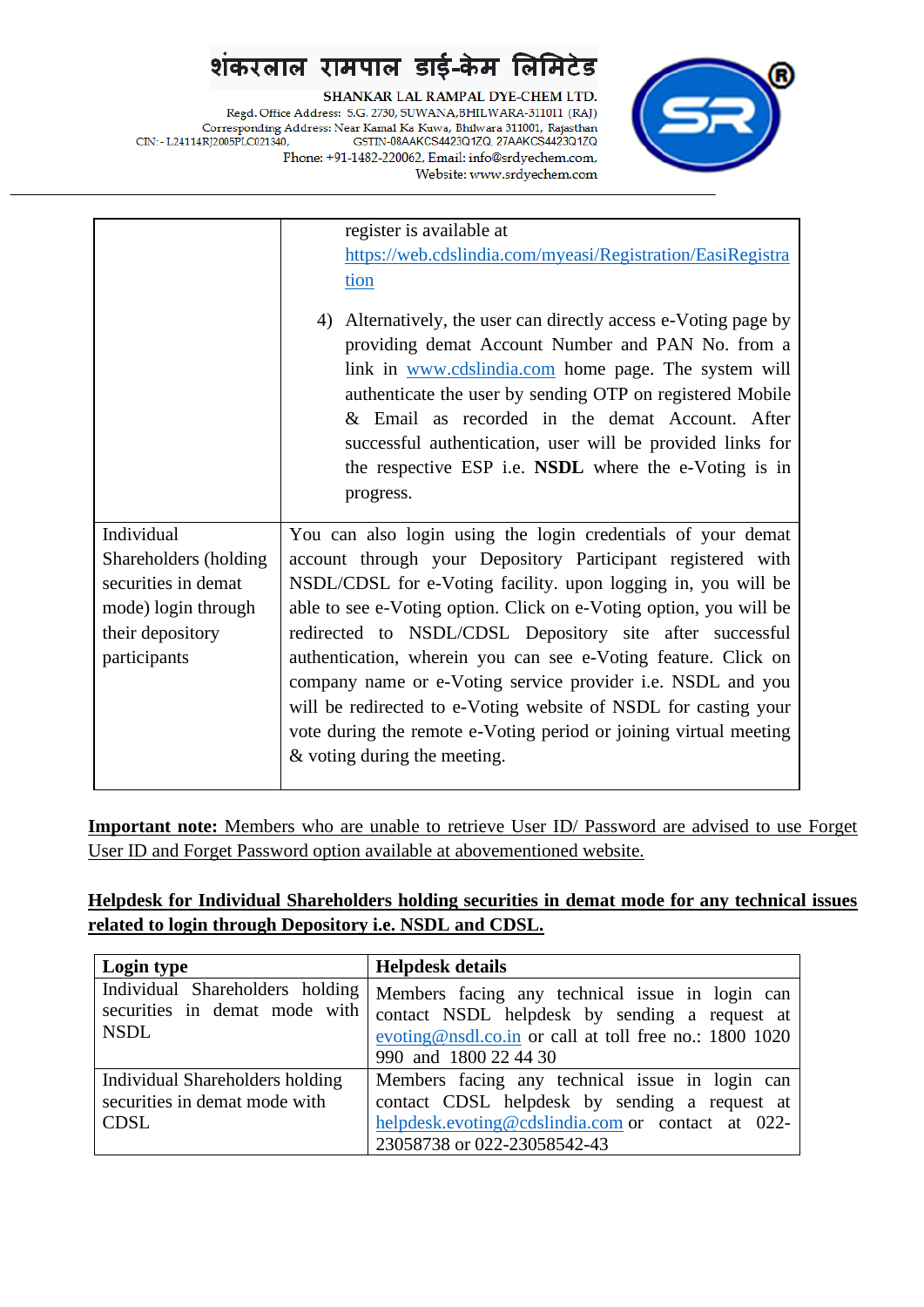| | |
|---|---|
| | register is available at https://web.cdslindia.com/myeasi/Registration/EasiRegistration<br><br>4) Alternatively, the user can directly access e-Voting page by providing demat Account Number and PAN No. from a link in www.cdslindia.com home page. The system will authenticate the user by sending OTP on registered Mobile & Email as recorded in the demat Account. After successful authentication, user will be provided links for the respective ESP i.e. **NSDL** where the e-Voting is in progress. |
| Individual Shareholders (holding securities in demat mode) login through their depository participants | You can also login using the login credentials of your demat account through your Depository Participant registered with NSDL/CDSL for e-Voting facility. upon logging in, you will be able to see e-Voting option. Click on e-Voting option, you will be redirected to NSDL/CDSL Depository site after successful authentication, wherein you can see e-Voting feature. Click on company name or e-Voting service provider i.e. NSDL and you will be redirected to e-Voting website of NSDL for casting your vote during the remote e-Voting period or joining virtual meeting & voting during the meeting. |

**Important note:** Members who are unable to retrieve User ID/ Password are advised to use Forget User ID and Forget Password option available at abovementioned website.

**Helpdesk for Individual Shareholders holding securities in demat mode for any technical issues related to login through Depository i.e. NSDL and CDSL.**

| Login type | Helpdesk details |
|---|---|
| Individual Shareholders holding securities in demat mode with NSDL | Members facing any technical issue in login can contact NSDL helpdesk by sending a request at evoting@nsdl.co.in or call at toll free no.: 1800 1020 990 and 1800 22 44 30 |
| Individual Shareholders holding securities in demat mode with CDSL | Members facing any technical issue in login can contact CDSL helpdesk by sending a request at helpdesk.evoting@cdslindia.com or contact at 022-23058738 or 022-23058542-43 |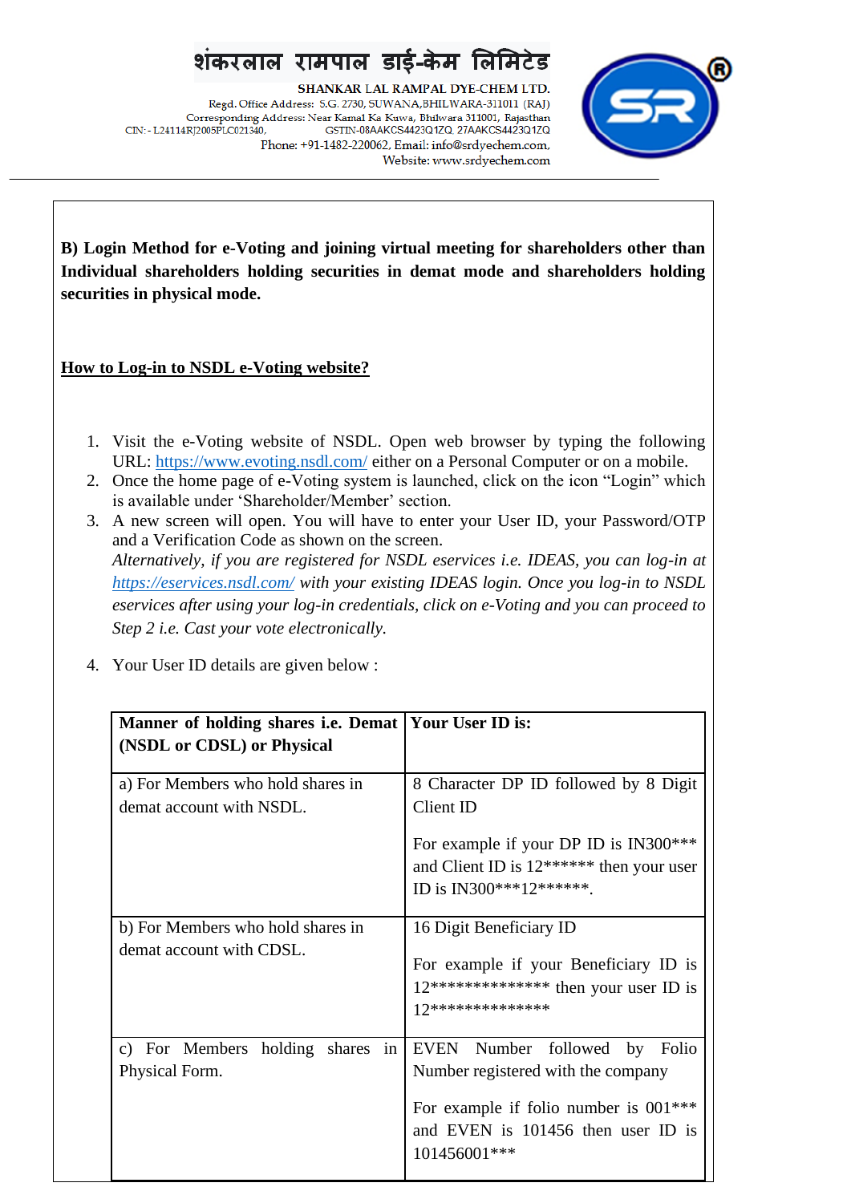**B) Login Method for e-Voting and joining virtual meeting for shareholders other than Individual shareholders holding securities in demat mode and shareholders holding securities in physical mode.**

**How to Log-in to NSDL e-Voting website?**

1. Visit the e-Voting website of NSDL. Open web browser by typing the following URL: https://www.evoting.nsdl.com/ either on a Personal Computer or on a mobile.
2. Once the home page of e-Voting system is launched, click on the icon "Login" which is available under 'Shareholder/Member' section.
3. A new screen will open. You will have to enter your User ID, your Password/OTP and a Verification Code as shown on the screen.
   *Alternatively, if you are registered for NSDL eservices i.e. IDEAS, you can log-in at https://eservices.nsdl.com/ with your existing IDEAS login. Once you log-in to NSDL eservices after using your log-in credentials, click on e-Voting and you can proceed to Step 2 i.e. Cast your vote electronically.*

4. Your User ID details are given below :

| **Manner of holding shares i.e. Demat (NSDL or CDSL) or Physical** | **Your User ID is:** |
|---|---|
| a) For Members who hold shares in demat account with NSDL. | 8 Character DP ID followed by 8 Digit Client ID<br><br>For example if your DP ID is IN300*** and Client ID is 12****** then your user ID is IN300***12******. |
| b) For Members who hold shares in demat account with CDSL. | 16 Digit Beneficiary ID<br><br>For example if your Beneficiary ID is 12************** then your user ID is 12************** |
| c) For Members holding shares in Physical Form. | EVEN Number followed by Folio Number registered with the company<br><br>For example if folio number is 001*** and EVEN is 101456 then user ID is 101456001*** |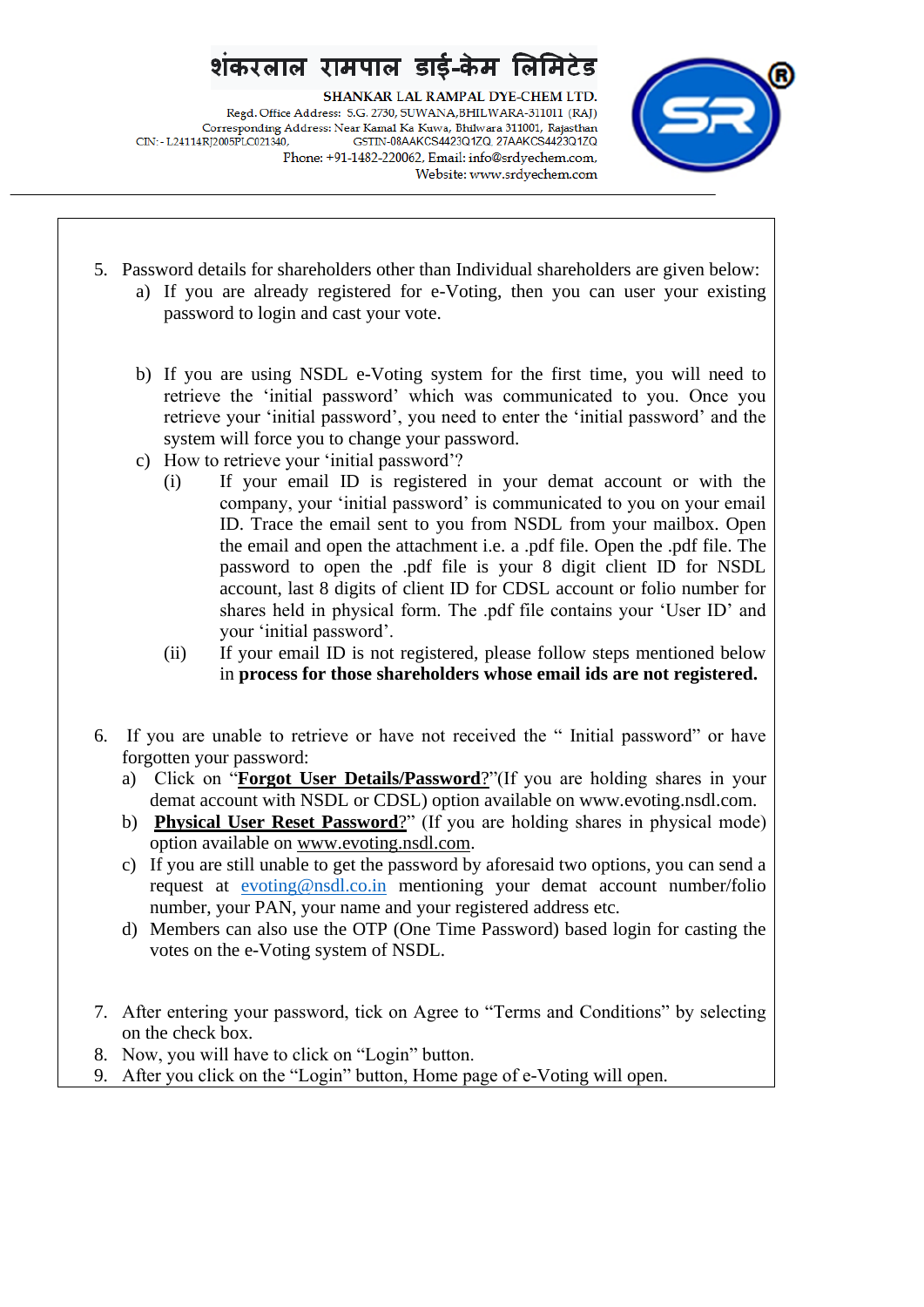5. Password details for shareholders other than Individual shareholders are given below:
   a) If you are already registered for e-Voting, then you can user your existing password to login and cast your vote.

   b) If you are using NSDL e-Voting system for the first time, you will need to retrieve the 'initial password' which was communicated to you. Once you retrieve your 'initial password', you need to enter the 'initial password' and the system will force you to change your password.
   c) How to retrieve your 'initial password'?
      (i) If your email ID is registered in your demat account or with the company, your 'initial password' is communicated to you on your email ID. Trace the email sent to you from NSDL from your mailbox. Open the email and open the attachment i.e. a .pdf file. Open the .pdf file. The password to open the .pdf file is your 8 digit client ID for NSDL account, last 8 digits of client ID for CDSL account or folio number for shares held in physical form. The .pdf file contains your 'User ID' and your 'initial password'.
      (ii) If your email ID is not registered, please follow steps mentioned below in **process for those shareholders whose email ids are not registered.**

6. If you are unable to retrieve or have not received the " Initial password" or have forgotten your password:
   a) Click on "**Forgot User Details/Password**?"(If you are holding shares in your demat account with NSDL or CDSL) option available on www.evoting.nsdl.com.
   b) **Physical User Reset Password**?" (If you are holding shares in physical mode) option available on www.evoting.nsdl.com.
   c) If you are still unable to get the password by aforesaid two options, you can send a request at evoting@nsdl.co.in mentioning your demat account number/folio number, your PAN, your name and your registered address etc.
   d) Members can also use the OTP (One Time Password) based login for casting the votes on the e-Voting system of NSDL.

7. After entering your password, tick on Agree to "Terms and Conditions" by selecting on the check box.
8. Now, you will have to click on "Login" button.
9. After you click on the "Login" button, Home page of e-Voting will open.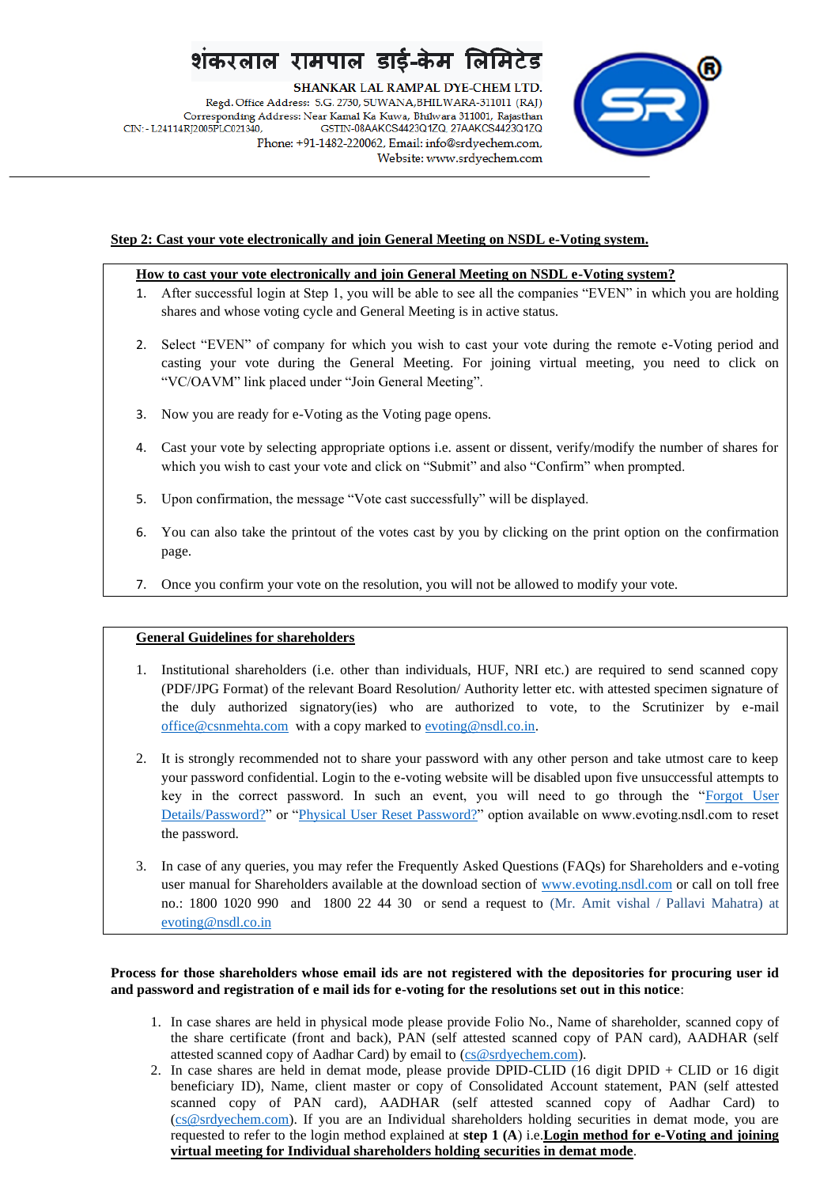**Step 2: Cast your vote electronically and join General Meeting on NSDL e-Voting system.**

**How to cast your vote electronically and join General Meeting on NSDL e-Voting system?**

1. After successful login at Step 1, you will be able to see all the companies "EVEN" in which you are holding shares and whose voting cycle and General Meeting is in active status.
2. Select "EVEN" of company for which you wish to cast your vote during the remote e-Voting period and casting your vote during the General Meeting. For joining virtual meeting, you need to click on "VC/OAVM" link placed under "Join General Meeting".
3. Now you are ready for e-Voting as the Voting page opens.
4. Cast your vote by selecting appropriate options i.e. assent or dissent, verify/modify the number of shares for which you wish to cast your vote and click on "Submit" and also "Confirm" when prompted.
5. Upon confirmation, the message "Vote cast successfully" will be displayed.
6. You can also take the printout of the votes cast by you by clicking on the print option on the confirmation page.
7. Once you confirm your vote on the resolution, you will not be allowed to modify your vote.

**General Guidelines for shareholders**

1. Institutional shareholders (i.e. other than individuals, HUF, NRI etc.) are required to send scanned copy (PDF/JPG Format) of the relevant Board Resolution/ Authority letter etc. with attested specimen signature of the duly authorized signatory(ies) who are authorized to vote, to the Scrutinizer by e-mail office@csnmehta.com with a copy marked to evoting@nsdl.co.in.
2. It is strongly recommended not to share your password with any other person and take utmost care to keep your password confidential. Login to the e-voting website will be disabled upon five unsuccessful attempts to key in the correct password. In such an event, you will need to go through the "Forgot User Details/Password?" or "Physical User Reset Password?" option available on www.evoting.nsdl.com to reset the password.
3. In case of any queries, you may refer the Frequently Asked Questions (FAQs) for Shareholders and e-voting user manual for Shareholders available at the download section of www.evoting.nsdl.com or call on toll free no.: 1800 1020 990 and 1800 22 44 30 or send a request to (Mr. Amit vishal / Pallavi Mahatra) at evoting@nsdl.co.in

**Process for those shareholders whose email ids are not registered with the depositories for procuring user id and password and registration of e mail ids for e-voting for the resolutions set out in this notice**:

1. In case shares are held in physical mode please provide Folio No., Name of shareholder, scanned copy of the share certificate (front and back), PAN (self attested scanned copy of PAN card), AADHAR (self attested scanned copy of Aadhar Card) by email to (cs@srdyechem.com).
2. In case shares are held in demat mode, please provide DPID-CLID (16 digit DPID + CLID or 16 digit beneficiary ID), Name, client master or copy of Consolidated Account statement, PAN (self attested scanned copy of PAN card), AADHAR (self attested scanned copy of Aadhar Card) to (cs@srdyechem.com). If you are an Individual shareholders holding securities in demat mode, you are requested to refer to the login method explained at **step 1 (A)** i.e.**Login method for e-Voting and joining virtual meeting for Individual shareholders holding securities in demat mode**.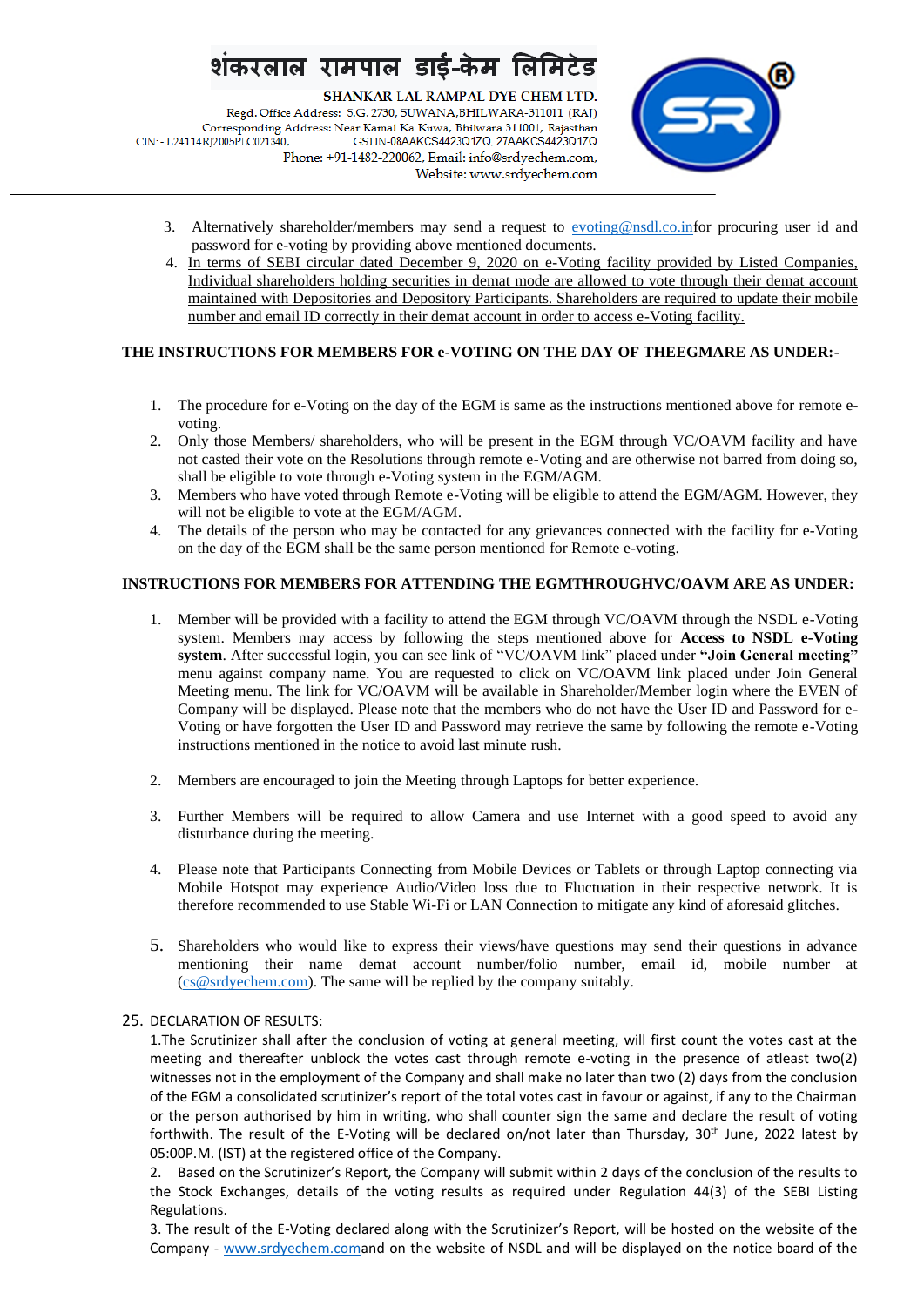3. Alternatively shareholder/members may send a request to evoting@nsdl.co.infor procuring user id and password for e-voting by providing above mentioned documents.
4. In terms of SEBI circular dated December 9, 2020 on e-Voting facility provided by Listed Companies, Individual shareholders holding securities in demat mode are allowed to vote through their demat account maintained with Depositories and Depository Participants. Shareholders are required to update their mobile number and email ID correctly in their demat account in order to access e-Voting facility.

**THE INSTRUCTIONS FOR MEMBERS FOR e-VOTING ON THE DAY OF THEEGMARE AS UNDER:-**

1. The procedure for e-Voting on the day of the EGM is same as the instructions mentioned above for remote e-voting.
2. Only those Members/ shareholders, who will be present in the EGM through VC/OAVM facility and have not casted their vote on the Resolutions through remote e-Voting and are otherwise not barred from doing so, shall be eligible to vote through e-Voting system in the EGM/AGM.
3. Members who have voted through Remote e-Voting will be eligible to attend the EGM/AGM. However, they will not be eligible to vote at the EGM/AGM.
4. The details of the person who may be contacted for any grievances connected with the facility for e-Voting on the day of the EGM shall be the same person mentioned for Remote e-voting.

**INSTRUCTIONS FOR MEMBERS FOR ATTENDING THE EGMTHROUGHVC/OAVM ARE AS UNDER:**

1. Member will be provided with a facility to attend the EGM through VC/OAVM through the NSDL e-Voting system. Members may access by following the steps mentioned above for **Access to NSDL e-Voting system**. After successful login, you can see link of "VC/OAVM link" placed under **"Join General meeting"** menu against company name. You are requested to click on VC/OAVM link placed under Join General Meeting menu. The link for VC/OAVM will be available in Shareholder/Member login where the EVEN of Company will be displayed. Please note that the members who do not have the User ID and Password for e-Voting or have forgotten the User ID and Password may retrieve the same by following the remote e-Voting instructions mentioned in the notice to avoid last minute rush.

2. Members are encouraged to join the Meeting through Laptops for better experience.

3. Further Members will be required to allow Camera and use Internet with a good speed to avoid any disturbance during the meeting.

4. Please note that Participants Connecting from Mobile Devices or Tablets or through Laptop connecting via Mobile Hotspot may experience Audio/Video loss due to Fluctuation in their respective network. It is therefore recommended to use Stable Wi-Fi or LAN Connection to mitigate any kind of aforesaid glitches.

5. Shareholders who would like to express their views/have questions may send their questions in advance mentioning their name demat account number/folio number, email id, mobile number at (cs@srdyechem.com). The same will be replied by the company suitably.

25. DECLARATION OF RESULTS:

1.The Scrutinizer shall after the conclusion of voting at general meeting, will first count the votes cast at the meeting and thereafter unblock the votes cast through remote e-voting in the presence of atleast two(2) witnesses not in the employment of the Company and shall make no later than two (2) days from the conclusion of the EGM a consolidated scrutinizer's report of the total votes cast in favour or against, if any to the Chairman or the person authorised by him in writing, who shall counter sign the same and declare the result of voting forthwith. The result of the E-Voting will be declared on/not later than Thursday, 30th June, 2022 latest by 05:00P.M. (IST) at the registered office of the Company.

2. Based on the Scrutinizer's Report, the Company will submit within 2 days of the conclusion of the results to the Stock Exchanges, details of the voting results as required under Regulation 44(3) of the SEBI Listing Regulations.

3. The result of the E-Voting declared along with the Scrutinizer's Report, will be hosted on the website of the Company - www.srdyechem.comand on the website of NSDL and will be displayed on the notice board of the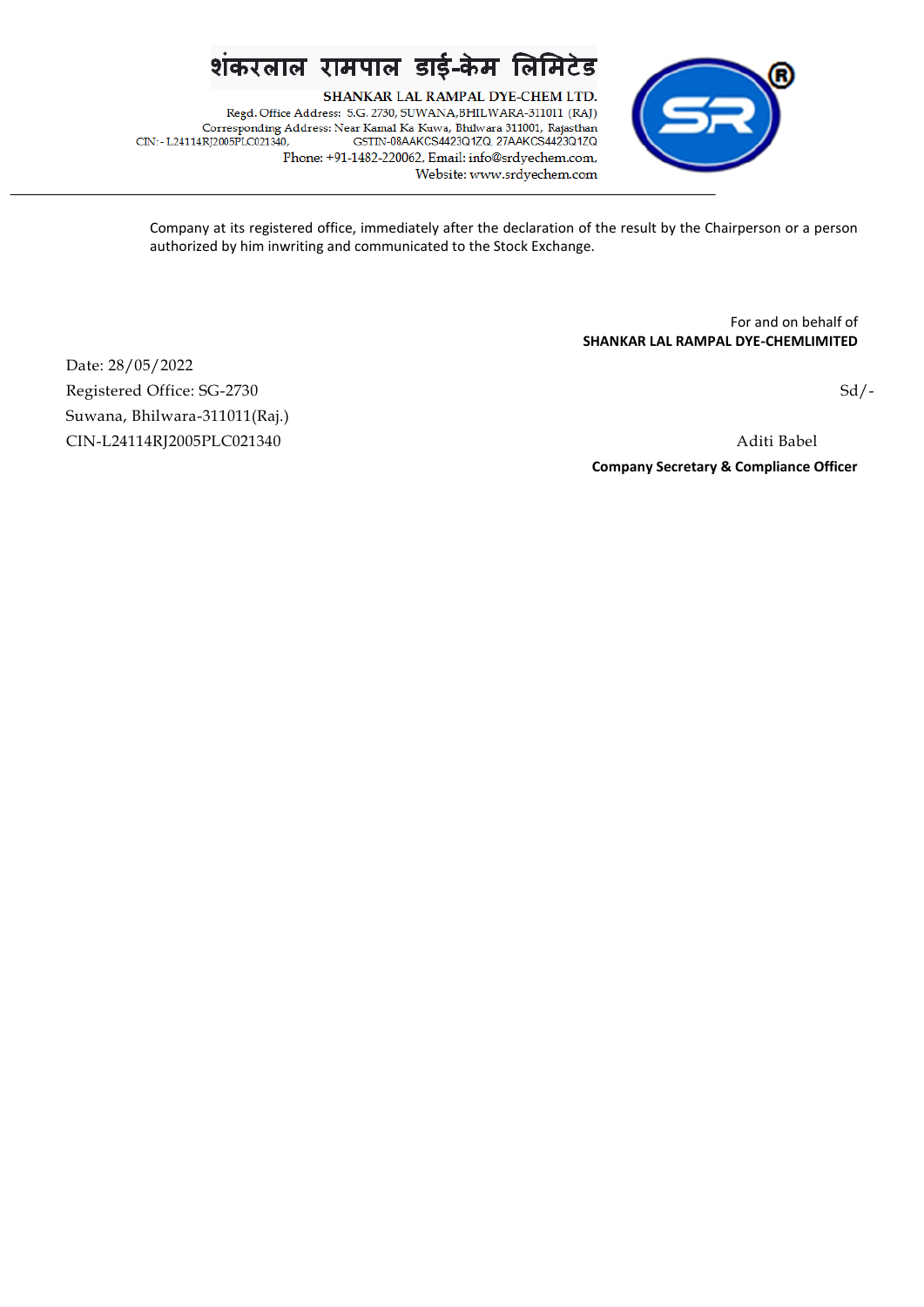शंकरलाल रामपाल डाई-केम लिमिटेड

SHANKAR LAL RAMPAL DYE-CHEM LTD.

Regd. Office Address: S.G. 2730, SUWANA,BHILWARA-311011 (RAJ)
Corresponding Address: Near Kamal Ka Kuwa, Bhilwara 311001, Rajasthan
CIN: - L24114RJ2005PLC021340, GSTIN-08AAKCS4423Q1ZQ, 27AAKCS4423Q1ZQ
Phone: +91-1482-220062, Email: info@srdyechem.com,
Website: www.srdyechem.com

---

Company at its registered office, immediately after the declaration of the result by the Chairperson or a person authorized by him inwriting and communicated to the Stock Exchange.

For and on behalf of
**SHANKAR LAL RAMPAL DYE-CHEMLIMITED**

Date: 28/05/2022
Registered Office: SG-2730
Suwana, Bhilwara-311011(Raj.)
CIN-L24114RJ2005PLC021340

Sd/-

Aditi Babel
**Company Secretary & Compliance Officer**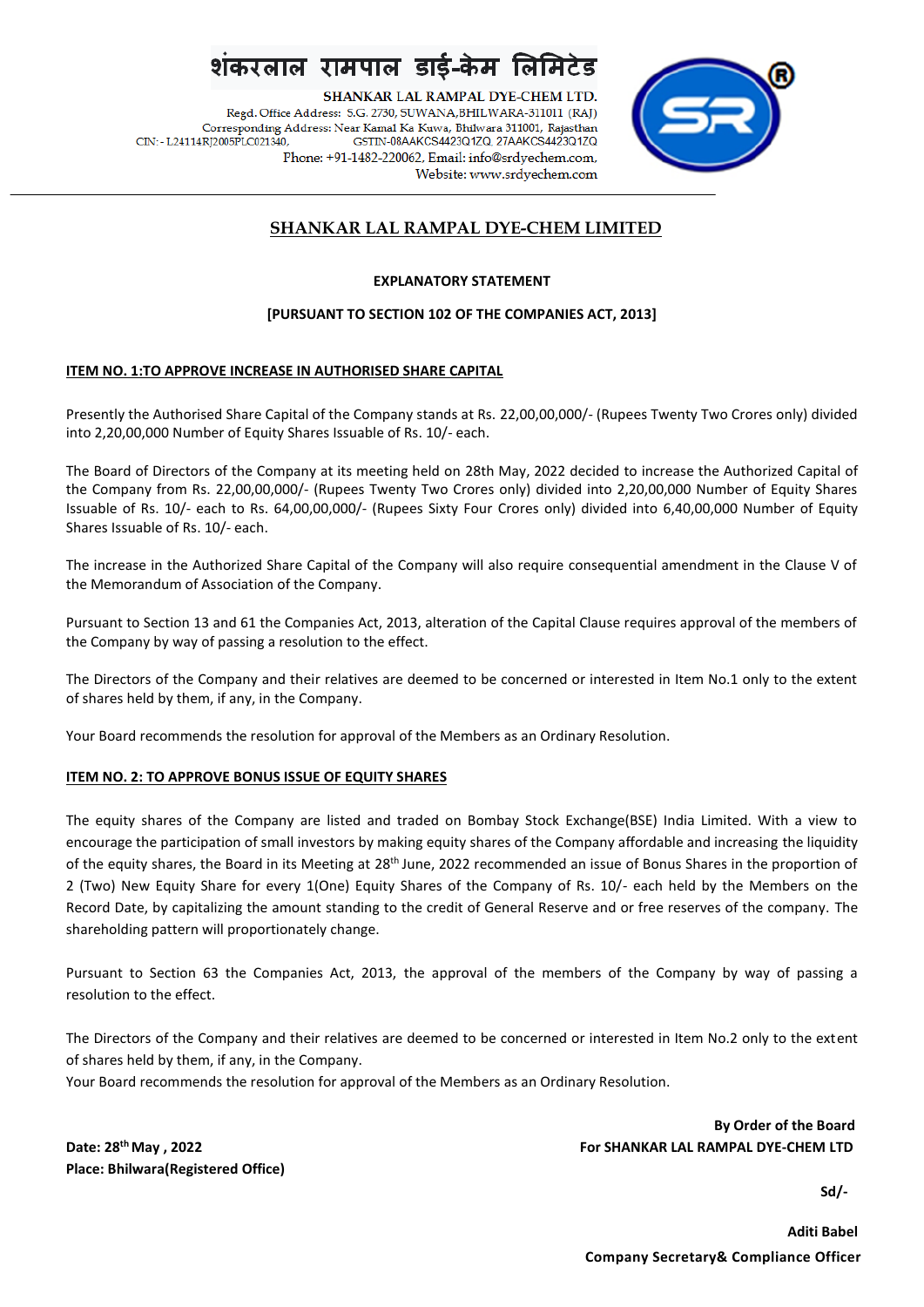शंकरलाल रामपाल डाई-केम लिमिटेड

SHANKAR LAL RAMPAL DYE-CHEM LTD.

Regd. Office Address: S.G. 2730, SUWANA,BHILWARA-311011 (RAJ)
Corresponding Address: Near Kamal Ka Kuwa, Bhilwara 311001, Rajasthan
CIN: - L24114RJ2005PLC021340, GSTIN-08AAKCS4423Q1ZQ, 27AAKCS4423Q1ZQ
Phone: +91-1482-220062, Email: info@srdyechem.com,
Website: www.srdyechem.com

# SHANKAR LAL RAMPAL DYE-CHEM LIMITED

**EXPLANATORY STATEMENT**

**[PURSUANT TO SECTION 102 OF THE COMPANIES ACT, 2013]**

**ITEM NO. 1:TO APPROVE INCREASE IN AUTHORISED SHARE CAPITAL**

Presently the Authorised Share Capital of the Company stands at Rs. 22,00,00,000/- (Rupees Twenty Two Crores only) divided into 2,20,00,000 Number of Equity Shares Issuable of Rs. 10/- each.

The Board of Directors of the Company at its meeting held on 28th May, 2022 decided to increase the Authorized Capital of the Company from Rs. 22,00,00,000/- (Rupees Twenty Two Crores only) divided into 2,20,00,000 Number of Equity Shares Issuable of Rs. 10/- each to Rs. 64,00,00,000/- (Rupees Sixty Four Crores only) divided into 6,40,00,000 Number of Equity Shares Issuable of Rs. 10/- each.

The increase in the Authorized Share Capital of the Company will also require consequential amendment in the Clause V of the Memorandum of Association of the Company.

Pursuant to Section 13 and 61 the Companies Act, 2013, alteration of the Capital Clause requires approval of the members of the Company by way of passing a resolution to the effect.

The Directors of the Company and their relatives are deemed to be concerned or interested in Item No.1 only to the extent of shares held by them, if any, in the Company.

Your Board recommends the resolution for approval of the Members as an Ordinary Resolution.

**ITEM NO. 2: TO APPROVE BONUS ISSUE OF EQUITY SHARES**

The equity shares of the Company are listed and traded on Bombay Stock Exchange(BSE) India Limited. With a view to encourage the participation of small investors by making equity shares of the Company affordable and increasing the liquidity of the equity shares, the Board in its Meeting at 28th June, 2022 recommended an issue of Bonus Shares in the proportion of 2 (Two) New Equity Share for every 1(One) Equity Shares of the Company of Rs. 10/- each held by the Members on the Record Date, by capitalizing the amount standing to the credit of General Reserve and or free reserves of the company. The shareholding pattern will proportionately change.

Pursuant to Section 63 the Companies Act, 2013, the approval of the members of the Company by way of passing a resolution to the effect.

The Directors of the Company and their relatives are deemed to be concerned or interested in Item No.2 only to the extent of shares held by them, if any, in the Company.
Your Board recommends the resolution for approval of the Members as an Ordinary Resolution.

**By Order of the Board**
**For SHANKAR LAL RAMPAL DYE-CHEM LTD**

**Date: 28th May , 2022**
**Place: Bhilwara(Registered Office)**

**Sd/-**

**Aditi Babel**
**Company Secretary& Compliance Officer**